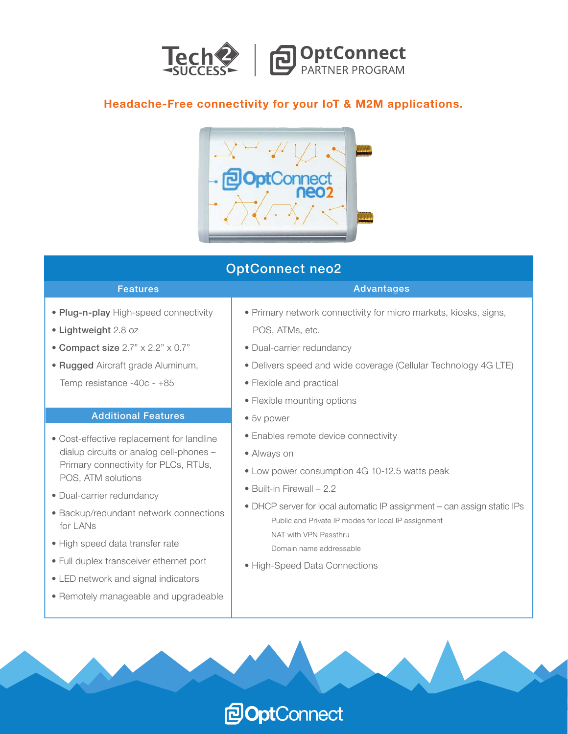Tech2SUCCESS | OptConnect PARTNER PROGRAM

**Headache-Free connectivity for your IoT & M2M applications.**

## OptConnect neo2

### Features

- **Plug-n-play** High-speed connectivity
- **Lightweight** 2.8 oz
- **Compact size** 2.7" x 2.2" x 0.7"
- **Rugged** Aircraft grade Aluminum, Temp resistance -40c - +85

### Additional Features

- Cost-effective replacement for landline dialup circuits or analog cell-phones – Primary connectivity for PLCs, RTUs, POS, ATM solutions
- Dual-carrier redundancy
- Backup/redundant network connections for LANs
- High speed data transfer rate
- Full duplex transceiver ethernet port
- LED network and signal indicators
- Remotely manageable and upgradeable

### Advantages

- Primary network connectivity for micro markets, kiosks, signs, POS, ATMs, etc.
- Dual-carrier redundancy
- Delivers speed and wide coverage (Cellular Technology 4G LTE)
- Flexible and practical
- Flexible mounting options
- 5v power
- Enables remote device connectivity
- Always on
- Low power consumption 4G 10-12.5 watts peak
- Built-in Firewall – 2.2
- DHCP server for local automatic IP assignment – can assign static IPs
  - Public and Private IP modes for local IP assignment
  - NAT with VPN Passthru
  - Domain name addressable
- High-Speed Data Connections

OptConnect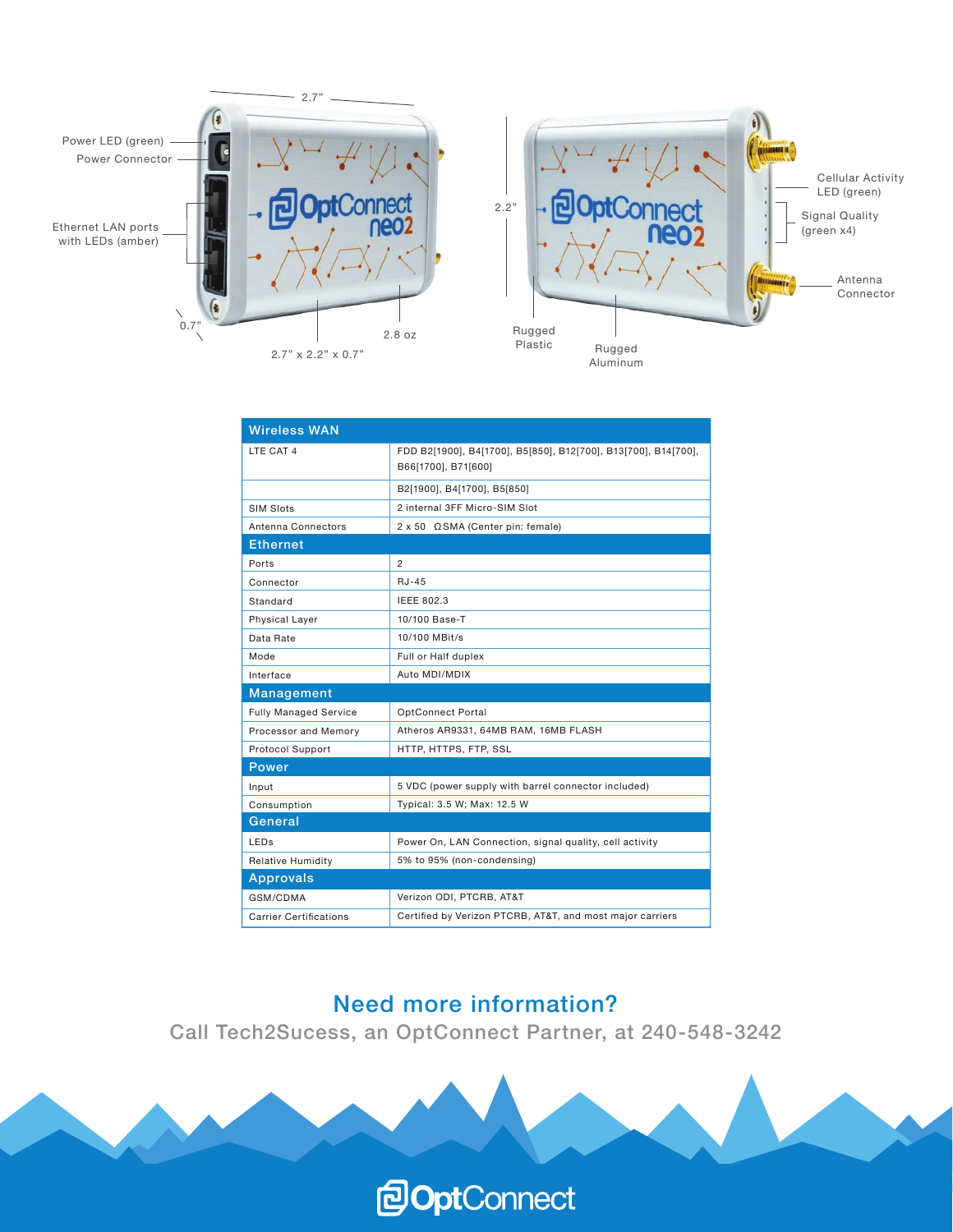2.7"

Power LED (green)

Power Connector

Ethernet LAN ports with LEDs (amber)

0.7"

2.7" x 2.2" x 0.7"

2.8 oz

2.2"

Rugged Plastic

Rugged Aluminum

Cellular Activity LED (green)

Signal Quality (green x4)

Antenna Connector

| | |
|---|---|
| **Wireless WAN** | |
| LTE CAT 4 | FDD B2[1900], B4[1700], B5[850], B12[700], B13[700], B14[700], B66[1700], B71[600] |
| | B2[1900], B4[1700], B5[850] |
| SIM Slots | 2 internal 3FF Micro-SIM Slot |
| Antenna Connectors | 2 x 50 Ω SMA (Center pin: female) |
| **Ethernet** | |
| Ports | 2 |
| Connector | RJ-45 |
| Standard | IEEE 802.3 |
| Physical Layer | 10/100 Base-T |
| Data Rate | 10/100 MBit/s |
| Mode | Full or Half duplex |
| Interface | Auto MDI/MDIX |
| **Management** | |
| Fully Managed Service | OptConnect Portal |
| Processor and Memory | Atheros AR9331, 64MB RAM, 16MB FLASH |
| Protocol Support | HTTP, HTTPS, FTP, SSL |
| **Power** | |
| Input | 5 VDC (power supply with barrel connector included) |
| Consumption | Typical: 3.5 W; Max: 12.5 W |
| **General** | |
| LEDs | Power On, LAN Connection, signal quality, cell activity |
| Relative Humidity | 5% to 95% (non-condensing) |
| **Approvals** | |
| GSM/CDMA | Verizon ODI, PTCRB, AT&T |
| Carrier Certifications | Certified by Verizon PTCRB, AT&T, and most major carriers |

## Need more information?

Call Tech2Sucess, an OptConnect Partner, at 240-548-3242

OptConnect